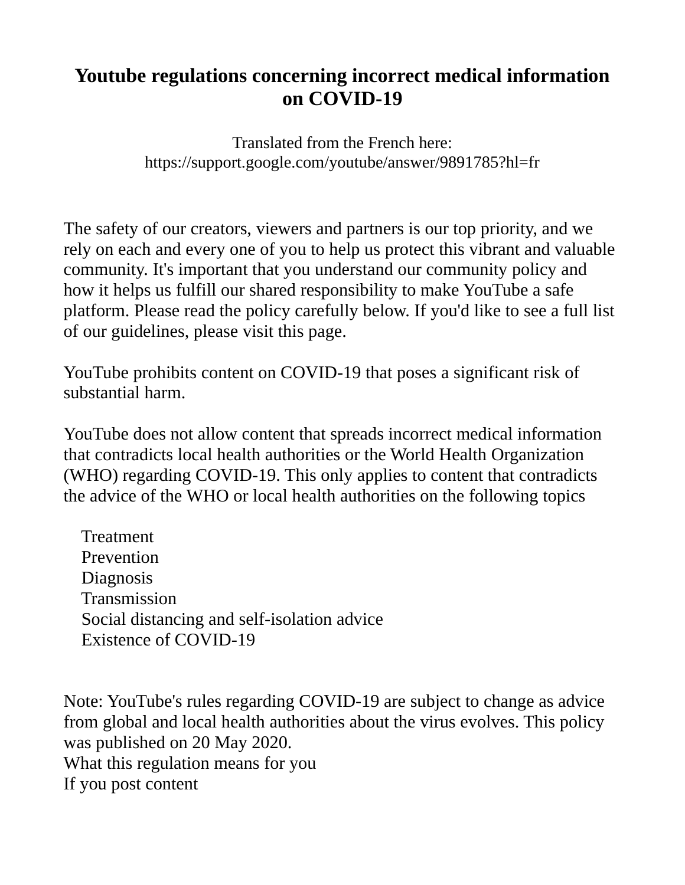# Youtube regulations concerning incorrect medical information on COVID-19

Translated from the French here:
https://support.google.com/youtube/answer/9891785?hl=fr

The safety of our creators, viewers and partners is our top priority, and we rely on each and every one of you to help us protect this vibrant and valuable community. It's important that you understand our community policy and how it helps us fulfill our shared responsibility to make YouTube a safe platform. Please read the policy carefully below. If you'd like to see a full list of our guidelines, please visit this page.

YouTube prohibits content on COVID-19 that poses a significant risk of substantial harm.

YouTube does not allow content that spreads incorrect medical information that contradicts local health authorities or the World Health Organization (WHO) regarding COVID-19. This only applies to content that contradicts the advice of the WHO or local health authorities on the following topics

- Treatment
- Prevention
- Diagnosis
- Transmission
- Social distancing and self-isolation advice
- Existence of COVID-19

Note: YouTube's rules regarding COVID-19 are subject to change as advice from global and local health authorities about the virus evolves. This policy was published on 20 May 2020.

What this regulation means for you

If you post content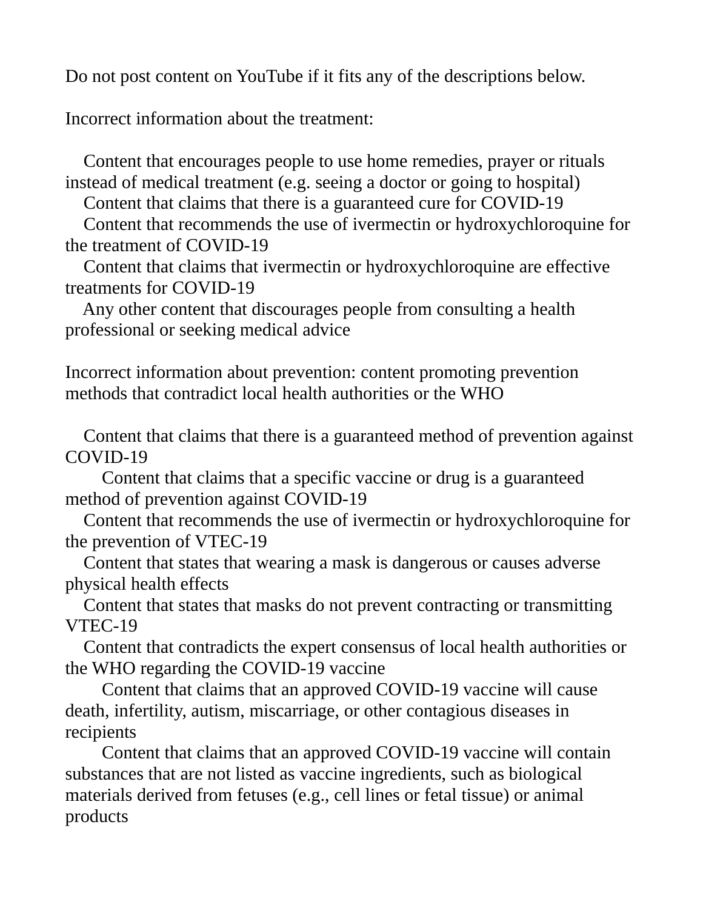Do not post content on YouTube if it fits any of the descriptions below.

Incorrect information about the treatment:

- Content that encourages people to use home remedies, prayer or rituals instead of medical treatment (e.g. seeing a doctor or going to hospital)
- Content that claims that there is a guaranteed cure for COVID-19
- Content that recommends the use of ivermectin or hydroxychloroquine for the treatment of COVID-19
- Content that claims that ivermectin or hydroxychloroquine are effective treatments for COVID-19
- Any other content that discourages people from consulting a health professional or seeking medical advice

Incorrect information about prevention: content promoting prevention methods that contradict local health authorities or the WHO

- Content that claims that there is a guaranteed method of prevention against COVID-19
  - Content that claims that a specific vaccine or drug is a guaranteed method of prevention against COVID-19
- Content that recommends the use of ivermectin or hydroxychloroquine for the prevention of VTEC-19
- Content that states that wearing a mask is dangerous or causes adverse physical health effects
- Content that states that masks do not prevent contracting or transmitting VTEC-19
- Content that contradicts the expert consensus of local health authorities or the WHO regarding the COVID-19 vaccine
  - Content that claims that an approved COVID-19 vaccine will cause death, infertility, autism, miscarriage, or other contagious diseases in recipients
  - Content that claims that an approved COVID-19 vaccine will contain substances that are not listed as vaccine ingredients, such as biological materials derived from fetuses (e.g., cell lines or fetal tissue) or animal products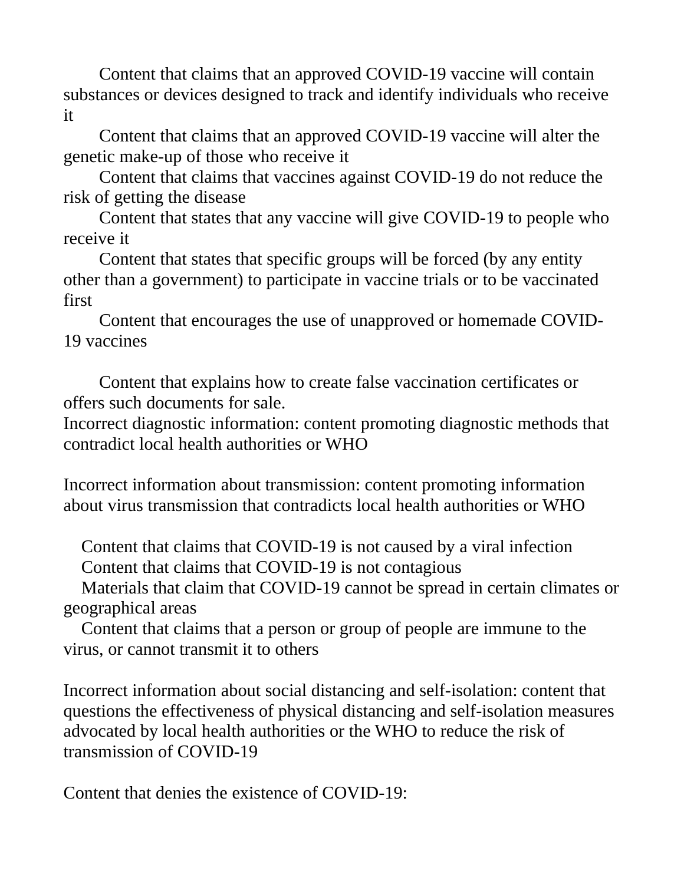Content that claims that an approved COVID-19 vaccine will contain substances or devices designed to track and identify individuals who receive it

Content that claims that an approved COVID-19 vaccine will alter the genetic make-up of those who receive it

Content that claims that vaccines against COVID-19 do not reduce the risk of getting the disease

Content that states that any vaccine will give COVID-19 to people who receive it

Content that states that specific groups will be forced (by any entity other than a government) to participate in vaccine trials or to be vaccinated first

Content that encourages the use of unapproved or homemade COVID-19 vaccines

Content that explains how to create false vaccination certificates or offers such documents for sale.

Incorrect diagnostic information: content promoting diagnostic methods that contradict local health authorities or WHO

Incorrect information about transmission: content promoting information about virus transmission that contradicts local health authorities or WHO

Content that claims that COVID-19 is not caused by a viral infection

Content that claims that COVID-19 is not contagious

Materials that claim that COVID-19 cannot be spread in certain climates or geographical areas

Content that claims that a person or group of people are immune to the virus, or cannot transmit it to others

Incorrect information about social distancing and self-isolation: content that questions the effectiveness of physical distancing and self-isolation measures advocated by local health authorities or the WHO to reduce the risk of transmission of COVID-19

Content that denies the existence of COVID-19: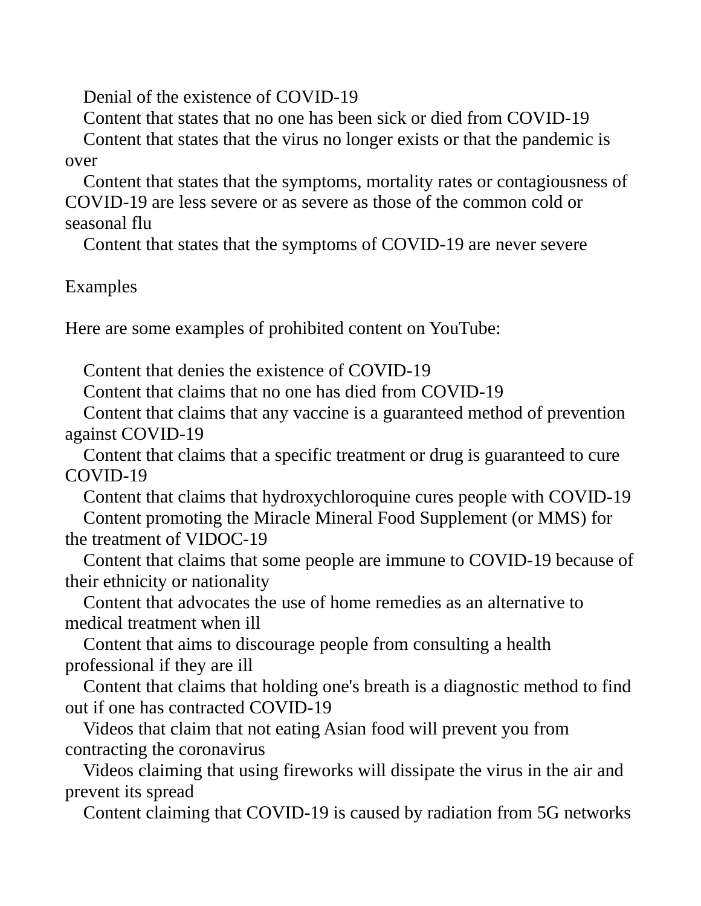- Denial of the existence of COVID-19
- Content that states that no one has been sick or died from COVID-19
- Content that states that the virus no longer exists or that the pandemic is over
- Content that states that the symptoms, mortality rates or contagiousness of COVID-19 are less severe or as severe as those of the common cold or seasonal flu
- Content that states that the symptoms of COVID-19 are never severe

Examples

Here are some examples of prohibited content on YouTube:

- Content that denies the existence of COVID-19
- Content that claims that no one has died from COVID-19
- Content that claims that any vaccine is a guaranteed method of prevention against COVID-19
- Content that claims that a specific treatment or drug is guaranteed to cure COVID-19
- Content that claims that hydroxychloroquine cures people with COVID-19
- Content promoting the Miracle Mineral Food Supplement (or MMS) for the treatment of VIDOC-19
- Content that claims that some people are immune to COVID-19 because of their ethnicity or nationality
- Content that advocates the use of home remedies as an alternative to medical treatment when ill
- Content that aims to discourage people from consulting a health professional if they are ill
- Content that claims that holding one's breath is a diagnostic method to find out if one has contracted COVID-19
- Videos that claim that not eating Asian food will prevent you from contracting the coronavirus
- Videos claiming that using fireworks will dissipate the virus in the air and prevent its spread
- Content claiming that COVID-19 is caused by radiation from 5G networks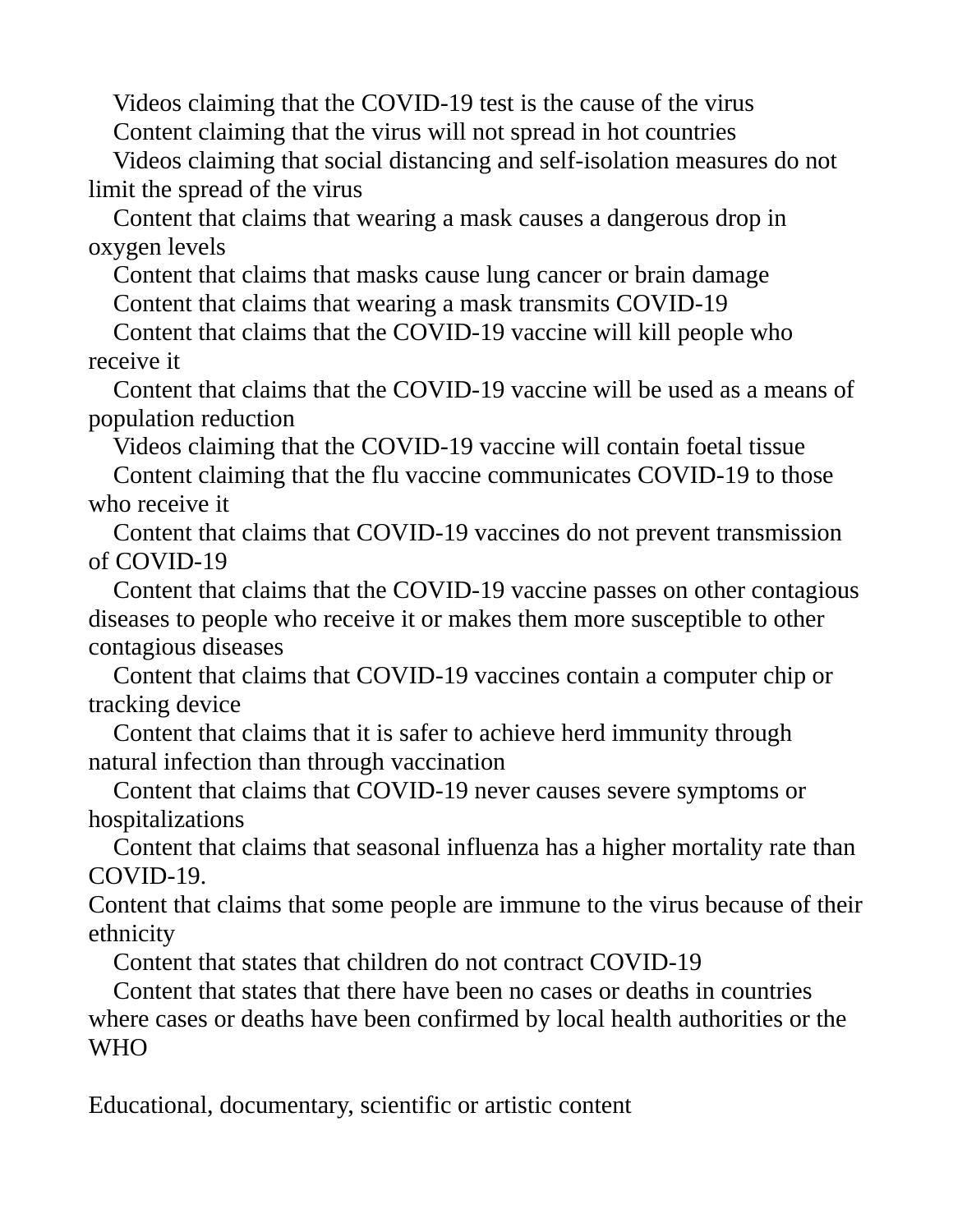Videos claiming that the COVID-19 test is the cause of the virus
Content claiming that the virus will not spread in hot countries
Videos claiming that social distancing and self-isolation measures do not limit the spread of the virus
Content that claims that wearing a mask causes a dangerous drop in oxygen levels
Content that claims that masks cause lung cancer or brain damage
Content that claims that wearing a mask transmits COVID-19
Content that claims that the COVID-19 vaccine will kill people who receive it
Content that claims that the COVID-19 vaccine will be used as a means of population reduction
Videos claiming that the COVID-19 vaccine will contain foetal tissue
Content claiming that the flu vaccine communicates COVID-19 to those who receive it
Content that claims that COVID-19 vaccines do not prevent transmission of COVID-19
Content that claims that the COVID-19 vaccine passes on other contagious diseases to people who receive it or makes them more susceptible to other contagious diseases
Content that claims that COVID-19 vaccines contain a computer chip or tracking device
Content that claims that it is safer to achieve herd immunity through natural infection than through vaccination
Content that claims that COVID-19 never causes severe symptoms or hospitalizations
Content that claims that seasonal influenza has a higher mortality rate than COVID-19.
Content that claims that some people are immune to the virus because of their ethnicity
Content that states that children do not contract COVID-19
Content that states that there have been no cases or deaths in countries where cases or deaths have been confirmed by local health authorities or the WHO

Educational, documentary, scientific or artistic content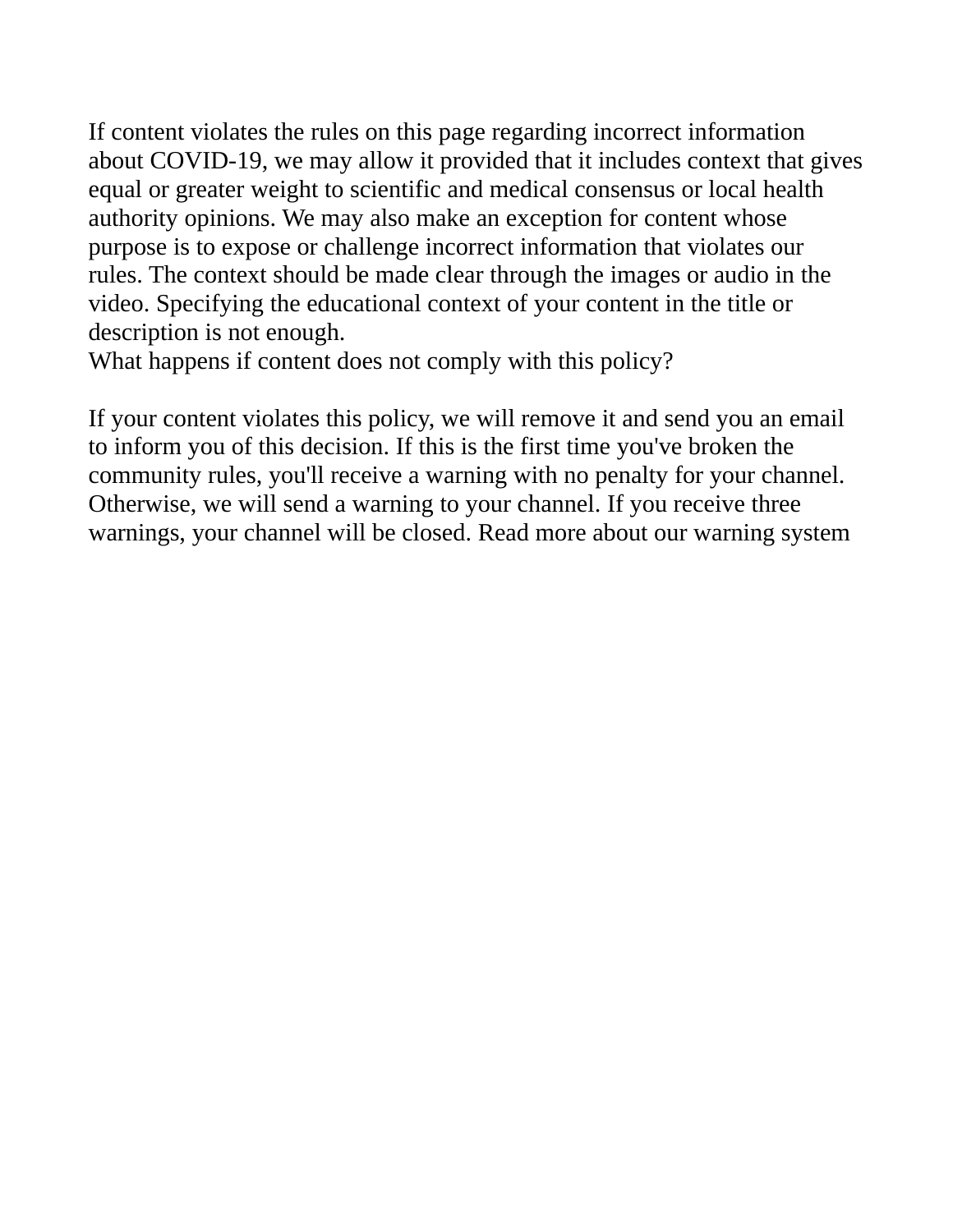If content violates the rules on this page regarding incorrect information about COVID-19, we may allow it provided that it includes context that gives equal or greater weight to scientific and medical consensus or local health authority opinions. We may also make an exception for content whose purpose is to expose or challenge incorrect information that violates our rules. The context should be made clear through the images or audio in the video. Specifying the educational context of your content in the title or description is not enough.

What happens if content does not comply with this policy?

If your content violates this policy, we will remove it and send you an email to inform you of this decision. If this is the first time you've broken the community rules, you'll receive a warning with no penalty for your channel. Otherwise, we will send a warning to your channel. If you receive three warnings, your channel will be closed. Read more about our warning system